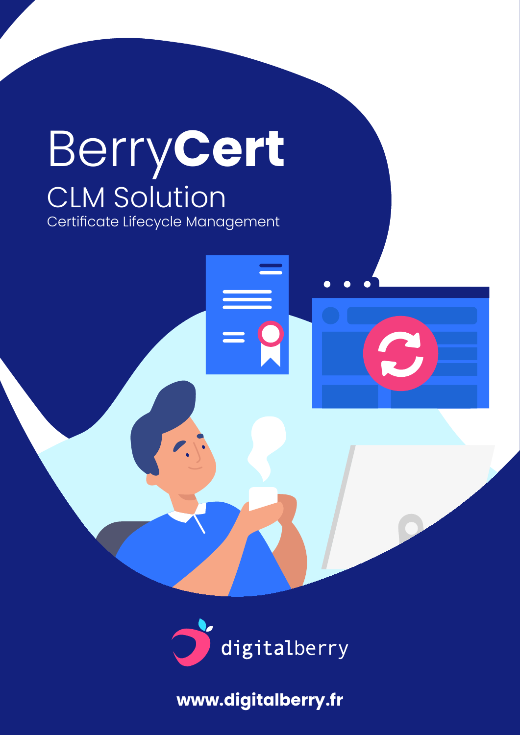# BerryCert

## CLM Solution

Certificate Lifecycle Management

digitalberry

www.digitalberry.fr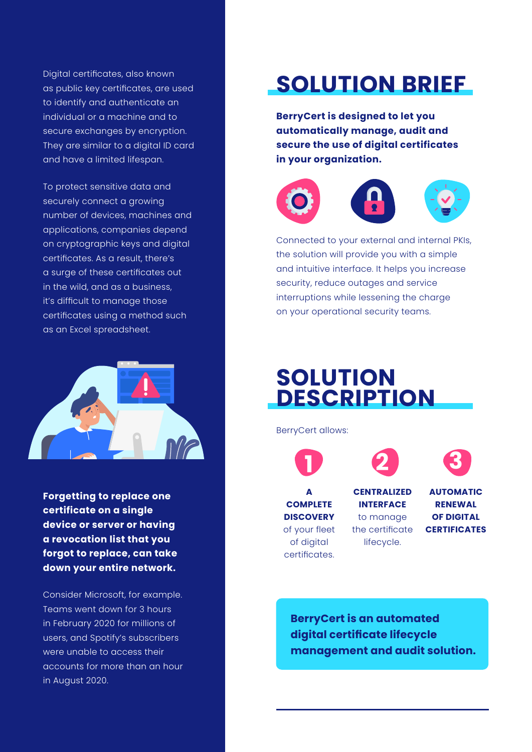Digital certificates, also known as public key certificates, are used to identify and authenticate an individual or a machine and to secure exchanges by encryption. They are similar to a digital ID card and have a limited lifespan.

To protect sensitive data and securely connect a growing number of devices, machines and applications, companies depend on cryptographic keys and digital certificates. As a result, there's a surge of these certificates out in the wild, and as a business, it's difficult to manage those certificates using a method such as an Excel spreadsheet.

**Forgetting to replace one certificate on a single device or server or having a revocation list that you forgot to replace, can take down your entire network.**

Consider Microsoft, for example. Teams went down for 3 hours in February 2020 for millions of users, and Spotify's subscribers were unable to access their accounts for more than an hour in August 2020.

# SOLUTION BRIEF

**BerryCert is designed to let you automatically manage, audit and secure the use of digital certificates in your organization.**

Connected to your external and internal PKIs, the solution will provide you with a simple and intuitive interface. It helps you increase security, reduce outages and service interruptions while lessening the charge on your operational security teams.

# SOLUTION DESCRIPTION

BerryCert allows:

1. **A COMPLETE DISCOVERY** of your fleet of digital certificates.
2. **CENTRALIZED INTERFACE** to manage the certificate lifecycle.
3. **AUTOMATIC RENEWAL OF DIGITAL CERTIFICATES**

**BerryCert is an automated digital certificate lifecycle management and audit solution.**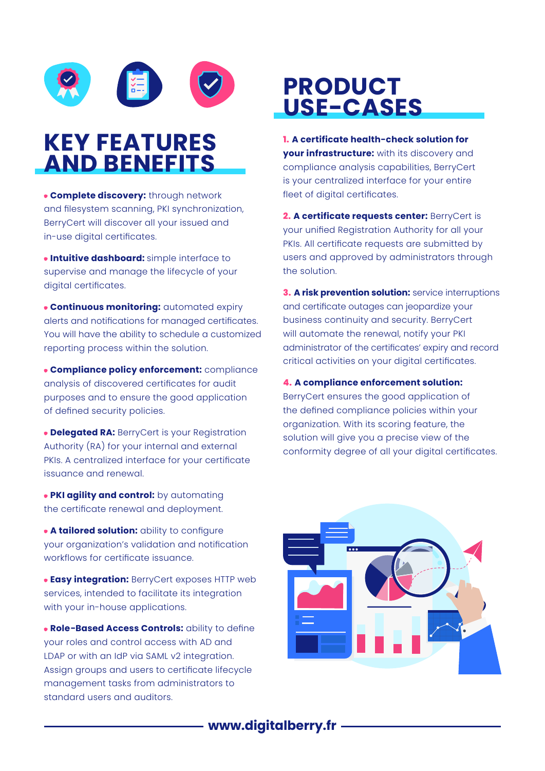# KEY FEATURES AND BENEFITS

- **Complete discovery:** through network and filesystem scanning, PKI synchronization, BerryCert will discover all your issued and in-use digital certificates.
- **Intuitive dashboard:** simple interface to supervise and manage the lifecycle of your digital certificates.
- **Continuous monitoring:** automated expiry alerts and notifications for managed certificates. You will have the ability to schedule a customized reporting process within the solution.
- **Compliance policy enforcement:** compliance analysis of discovered certificates for audit purposes and to ensure the good application of defined security policies.
- **Delegated RA:** BerryCert is your Registration Authority (RA) for your internal and external PKIs. A centralized interface for your certificate issuance and renewal.
- **PKI agility and control:** by automating the certificate renewal and deployment.
- **A tailored solution:** ability to configure your organization's validation and notification workflows for certificate issuance.
- **Easy integration:** BerryCert exposes HTTP web services, intended to facilitate its integration with your in-house applications.
- **Role-Based Access Controls:** ability to define your roles and control access with AD and LDAP or with an IdP via SAML v2 integration. Assign groups and users to certificate lifecycle management tasks from administrators to standard users and auditors.

# PRODUCT USE-CASES

**1. A certificate health-check solution for your infrastructure:** with its discovery and compliance analysis capabilities, BerryCert is your centralized interface for your entire fleet of digital certificates.

**2. A certificate requests center:** BerryCert is your unified Registration Authority for all your PKIs. All certificate requests are submitted by users and approved by administrators through the solution.

**3. A risk prevention solution:** service interruptions and certificate outages can jeopardize your business continuity and security. BerryCert will automate the renewal, notify your PKI administrator of the certificates' expiry and record critical activities on your digital certificates.

**4. A compliance enforcement solution:** BerryCert ensures the good application of the defined compliance policies within your organization. With its scoring feature, the solution will give you a precise view of the conformity degree of all your digital certificates.

**www.digitalberry.fr**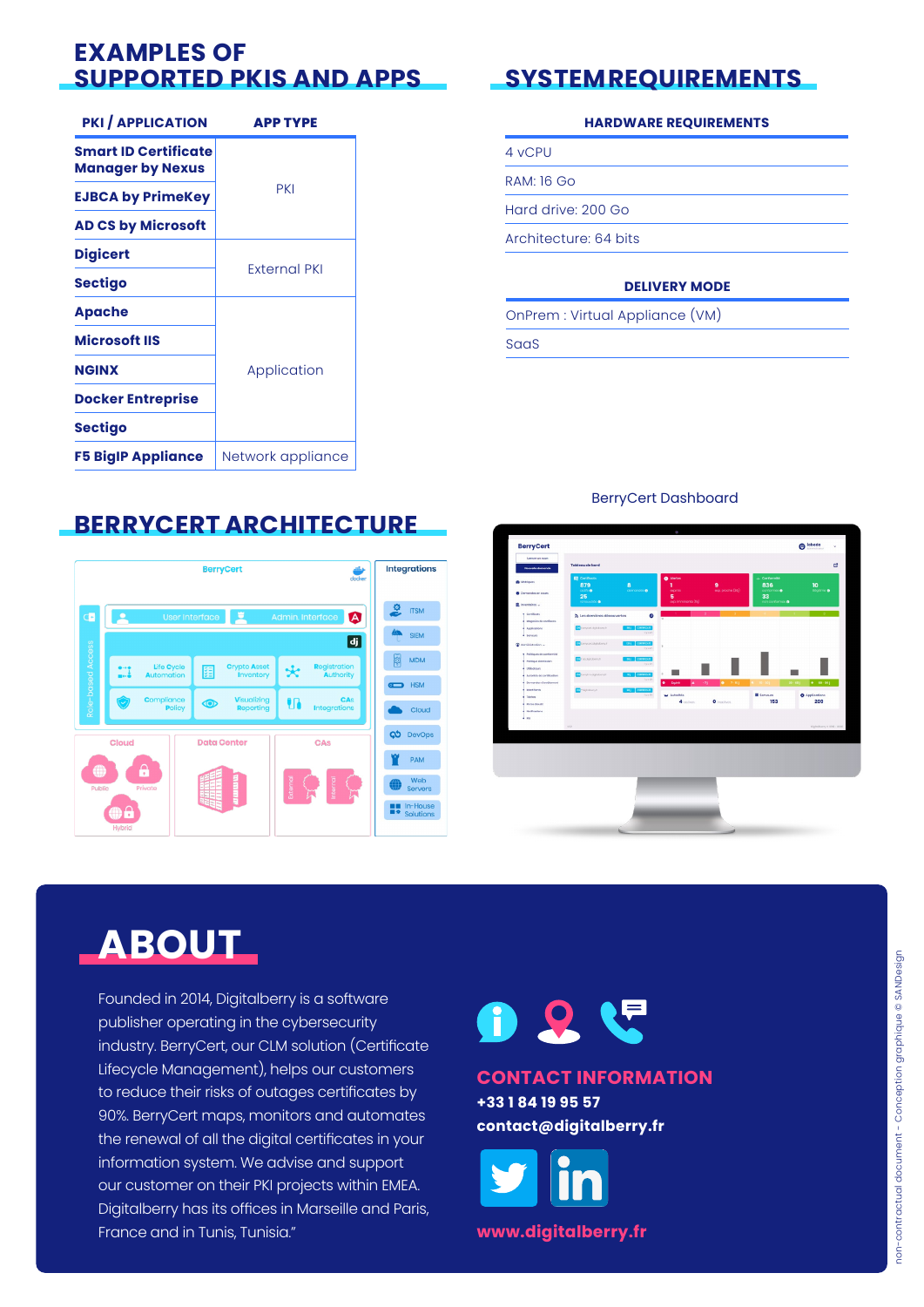## EXAMPLES OF SUPPORTED PKIS AND APPS

| PKI / APPLICATION | APP TYPE |
|---|---|
| **Smart ID Certificate Manager by Nexus** | PKI |
| **EJBCA by PrimeKey** | |
| **AD CS by Microsoft** | |
| **Digicert** | External PKI |
| **Sectigo** | |
| **Apache** | Application |
| **Microsoft IIS** | |
| **NGINX** | |
| **Docker Entreprise** | |
| **Sectigo** | |
| **F5 BigIP Appliance** | Network appliance |

## SYSTEM REQUIREMENTS

| HARDWARE REQUIREMENTS |
|---|
| 4 vCPU |
| RAM: 16 Go |
| Hard drive: 200 Go |
| Architecture: 64 bits |

| DELIVERY MODE |
|---|
| OnPrem : Virtual Appliance (VM) |
| SaaS |

## BERRYCERT ARCHITECTURE

BerryCert
docker
Integrations
Role-based Access
User Interface
Admin Interface
dj
Life Cycle Automation
Crypto Asset Inventory
Registration Authority
Compliance Policy
Visualizing Reporting
CAs Integrations
ITSM
SIEM
MDM
HSM
Cloud
DevOps
PAM
Web Servers
In-House Solutions
Cloud
Public
Private
Hybrid
Data Center
CAs
External
Internal

BerryCert Dashboard

# ABOUT

Founded in 2014, Digitalberry is a software publisher operating in the cybersecurity industry. BerryCert, our CLM solution (Certificate Lifecycle Management), helps our customers to reduce their risks of outages certificates by 90%. BerryCert maps, monitors and automates the renewal of all the digital certificates in your information system. We advise and support our customer on their PKI projects within EMEA. Digitalberry has its offices in Marseille and Paris, France and in Tunis, Tunisia."

## CONTACT INFORMATION

**+33 1 84 19 95 57**

**contact@digitalberry.fr**

**www.digitalberry.fr**

non-contractual document - Conception graphique © SANDesign